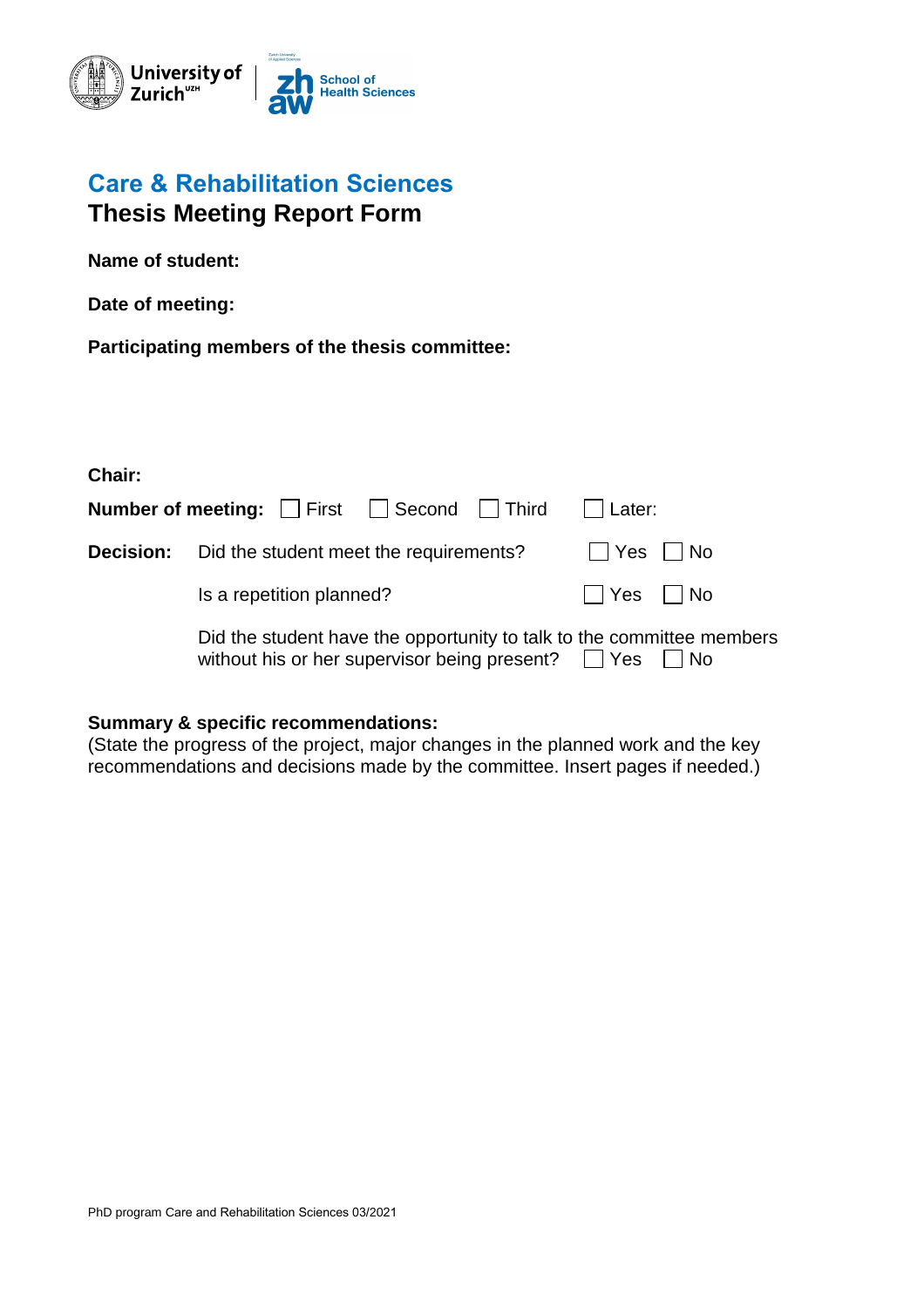University of Zurich[UZH] | zh aw School of Health Sciences

# Care & Rehabilitation Sciences
## Thesis Meeting Report Form

**Name of student:**

**Date of meeting:**

**Participating members of the thesis committee:**

**Chair:**

**Number of meeting:** ☐ First ☐ Second ☐ Third ☐ Later:

**Decision:** Did the student meet the requirements? ☐ Yes ☐ No

Is a repetition planned? ☐ Yes ☐ No

Did the student have the opportunity to talk to the committee members without his or her supervisor being present? ☐ Yes ☐ No

**Summary & specific recommendations:**
(State the progress of the project, major changes in the planned work and the key recommendations and decisions made by the committee. Insert pages if needed.)

PhD program Care and Rehabilitation Sciences 03/2021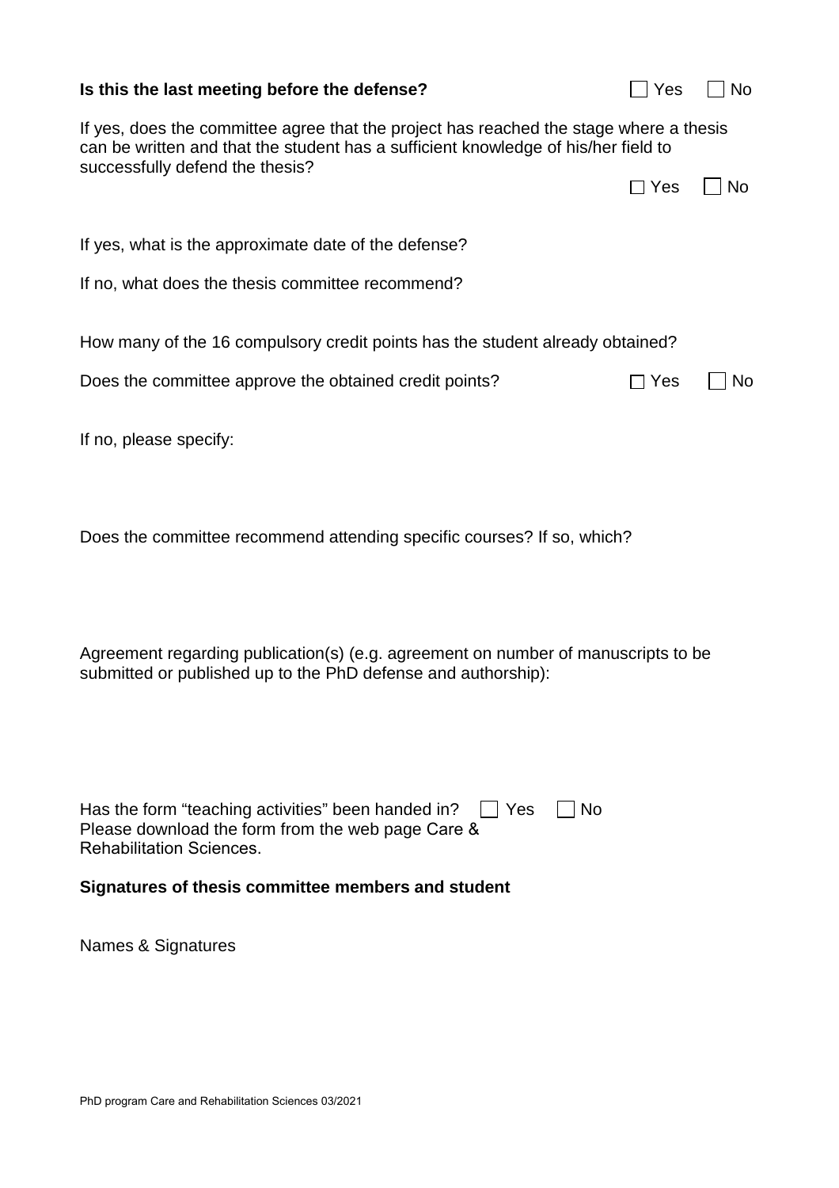**Is this the last meeting before the defense?** ☐ Yes ☐ No

If yes, does the committee agree that the project has reached the stage where a thesis can be written and that the student has a sufficient knowledge of his/her field to successfully defend the thesis?

☐ Yes ☐ No

If yes, what is the approximate date of the defense?

If no, what does the thesis committee recommend?

How many of the 16 compulsory credit points has the student already obtained?

Does the committee approve the obtained credit points? ☐ Yes ☐ No

If no, please specify:

Does the committee recommend attending specific courses? If so, which?

Agreement regarding publication(s) (e.g. agreement on number of manuscripts to be submitted or published up to the PhD defense and authorship):

Has the form "teaching activities" been handed in? ☐ Yes ☐ No
Please download the form from the web page Care & Rehabilitation Sciences.

**Signatures of thesis committee members and student**

Names & Signatures

PhD program Care and Rehabilitation Sciences 03/2021